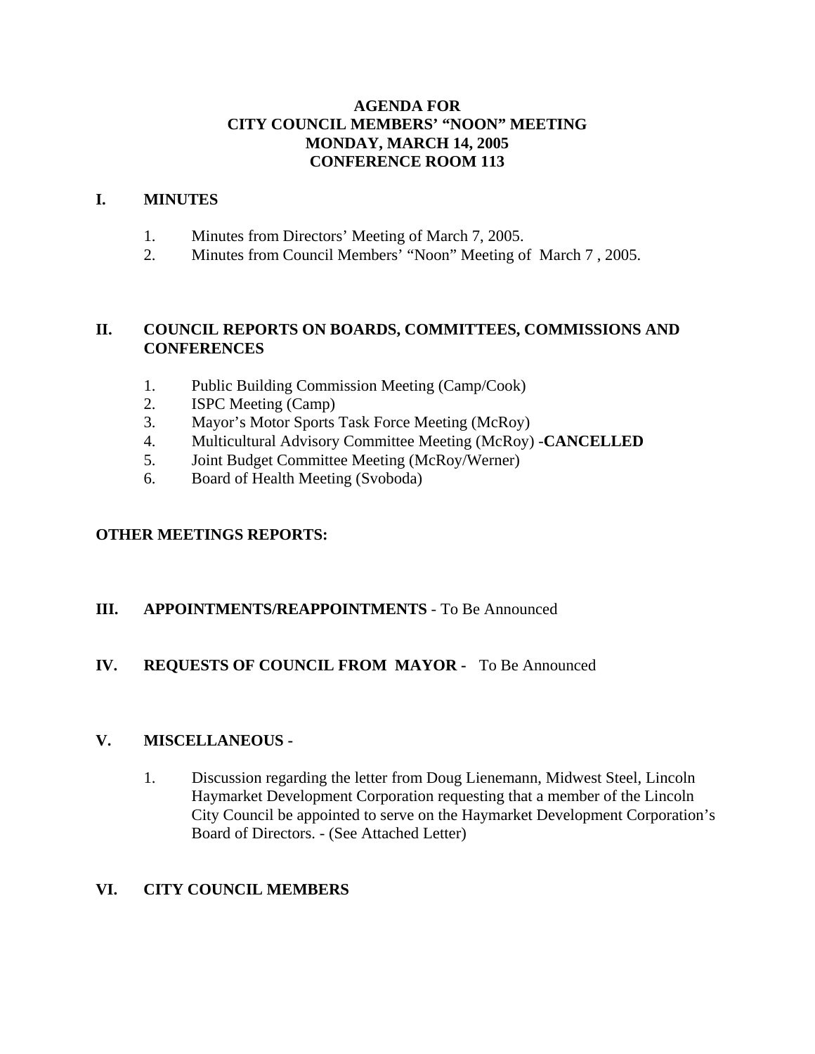# AGENDA FOR
# CITY COUNCIL MEMBERS' "NOON" MEETING
# MONDAY, MARCH 14, 2005
# CONFERENCE ROOM 113

## I. MINUTES

1. Minutes from Directors' Meeting of March 7, 2005.
2. Minutes from Council Members' "Noon" Meeting of March 7 , 2005.

## II. COUNCIL REPORTS ON BOARDS, COMMITTEES, COMMISSIONS AND CONFERENCES

1. Public Building Commission Meeting (Camp/Cook)
2. ISPC Meeting (Camp)
3. Mayor's Motor Sports Task Force Meeting (McRoy)
4. Multicultural Advisory Committee Meeting (McRoy) -**CANCELLED**
5. Joint Budget Committee Meeting (McRoy/Werner)
6. Board of Health Meeting (Svoboda)

**OTHER MEETINGS REPORTS:**

## III. APPOINTMENTS/REAPPOINTMENTS - To Be Announced

## IV. REQUESTS OF COUNCIL FROM MAYOR - To Be Announced

## V. MISCELLANEOUS -

1. Discussion regarding the letter from Doug Lienemann, Midwest Steel, Lincoln Haymarket Development Corporation requesting that a member of the Lincoln City Council be appointed to serve on the Haymarket Development Corporation's Board of Directors. - (See Attached Letter)

## VI. CITY COUNCIL MEMBERS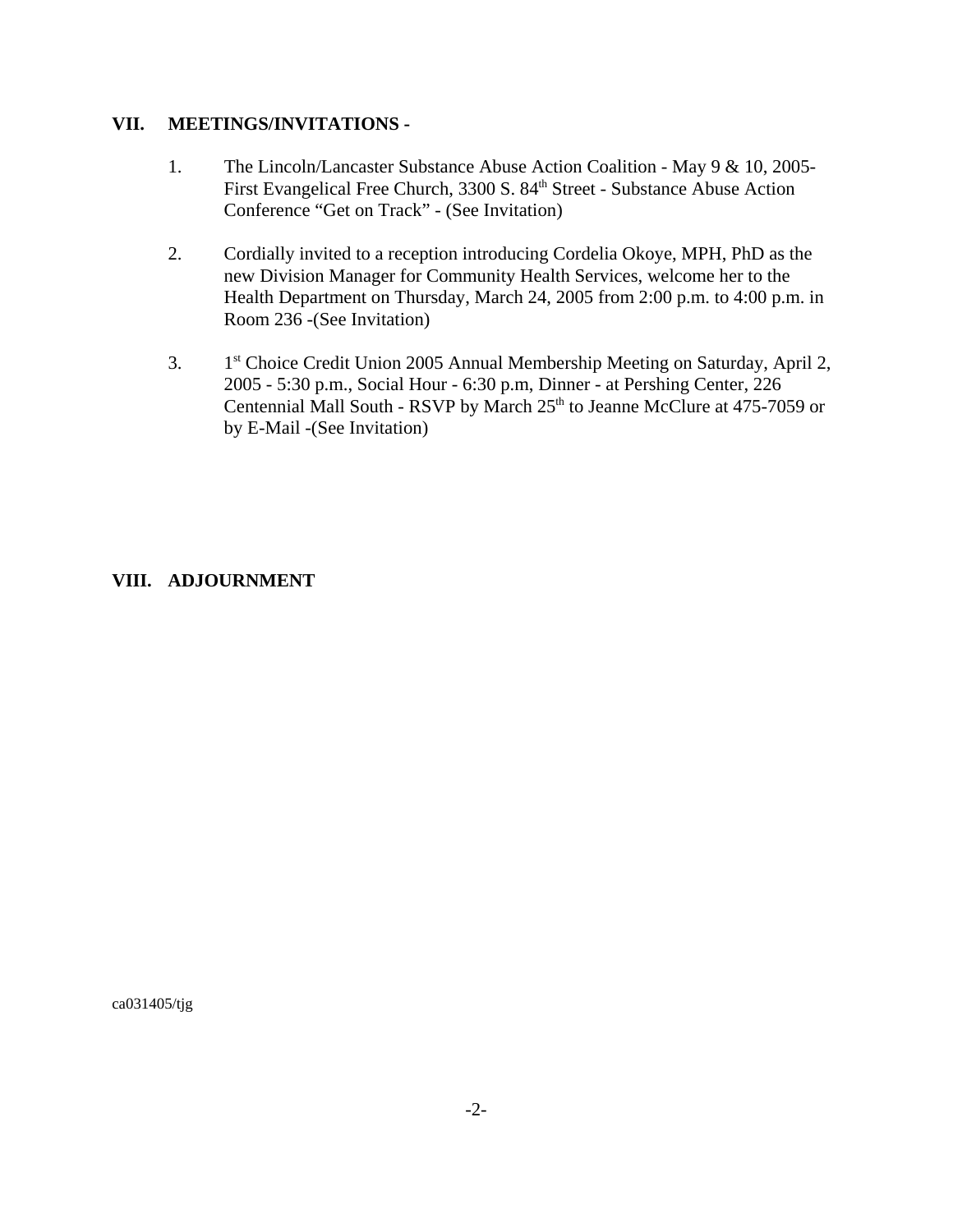## VII. MEETINGS/INVITATIONS -

1. The Lincoln/Lancaster Substance Abuse Action Coalition - May 9 & 10, 2005- First Evangelical Free Church, 3300 S. 84th Street - Substance Abuse Action Conference "Get on Track" - (See Invitation)

2. Cordially invited to a reception introducing Cordelia Okoye, MPH, PhD as the new Division Manager for Community Health Services, welcome her to the Health Department on Thursday, March 24, 2005 from 2:00 p.m. to 4:00 p.m. in Room 236 -(See Invitation)

3. 1st Choice Credit Union 2005 Annual Membership Meeting on Saturday, April 2, 2005 - 5:30 p.m., Social Hour - 6:30 p.m, Dinner - at Pershing Center, 226 Centennial Mall South - RSVP by March 25th to Jeanne McClure at 475-7059 or by E-Mail -(See Invitation)

## VIII. ADJOURNMENT

ca031405/tjg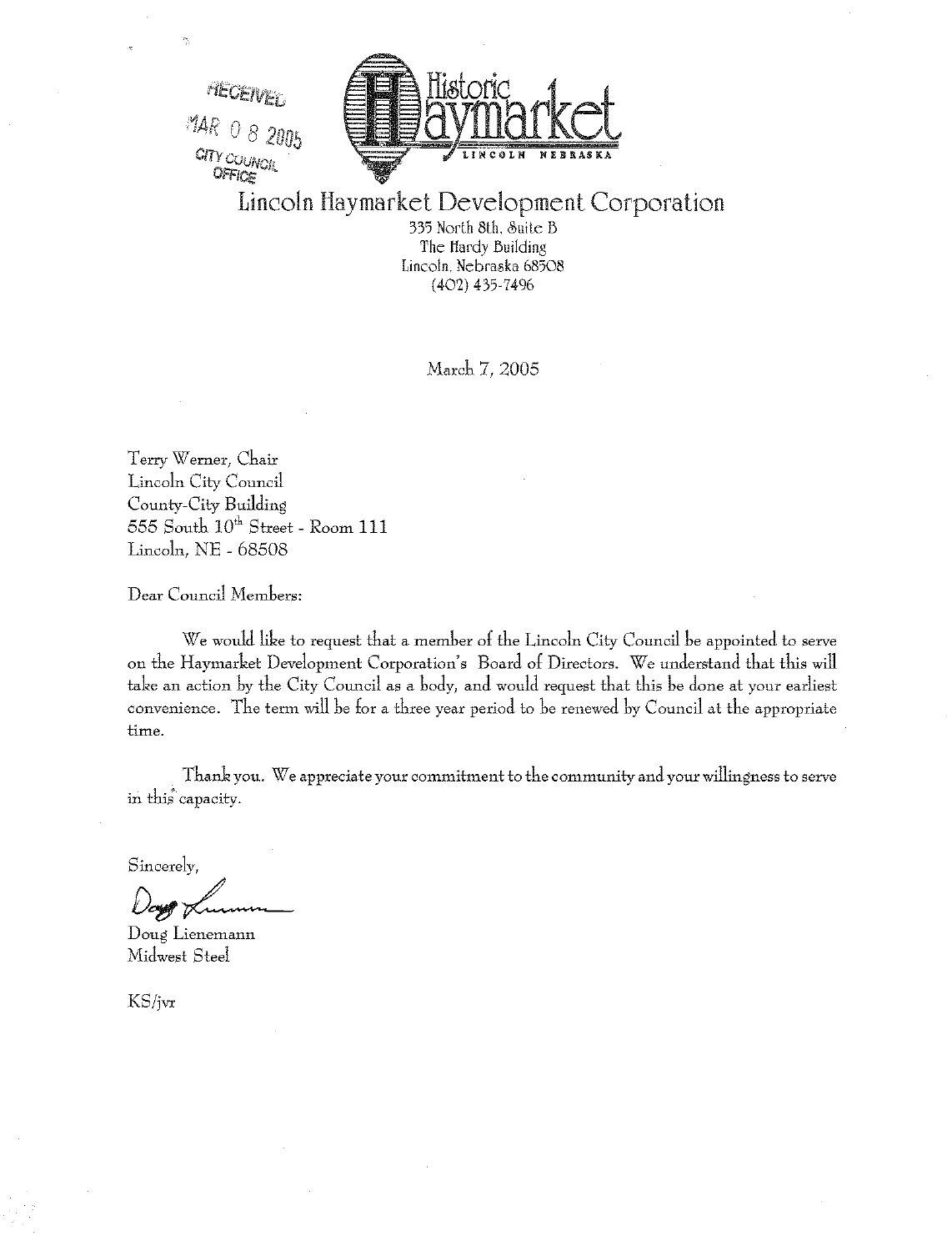RECEIVED
MAR 08 2005
CITY COUNCIL
OFFICE

Historic Haymarket
LINCOLN NEBRASKA

# Lincoln Haymarket Development Corporation

335 North 8th, Suite B
The Hardy Building
Lincoln, Nebraska 68508
(402) 435-7496

March 7, 2005

Terry Werner, Chair
Lincoln City Council
County-City Building
555 South 10th Street - Room 111
Lincoln, NE - 68508

Dear Council Members:

We would like to request that a member of the Lincoln City Council be appointed to serve on the Haymarket Development Corporation's Board of Directors. We understand that this will take an action by the City Council as a body, and would request that this be done at your earliest convenience. The term will be for a three year period to be renewed by Council at the appropriate time.

Thank you. We appreciate your commitment to the community and your willingness to serve in this capacity.

Sincerely,

Doug Lienemann
Midwest Steel

KS/jvr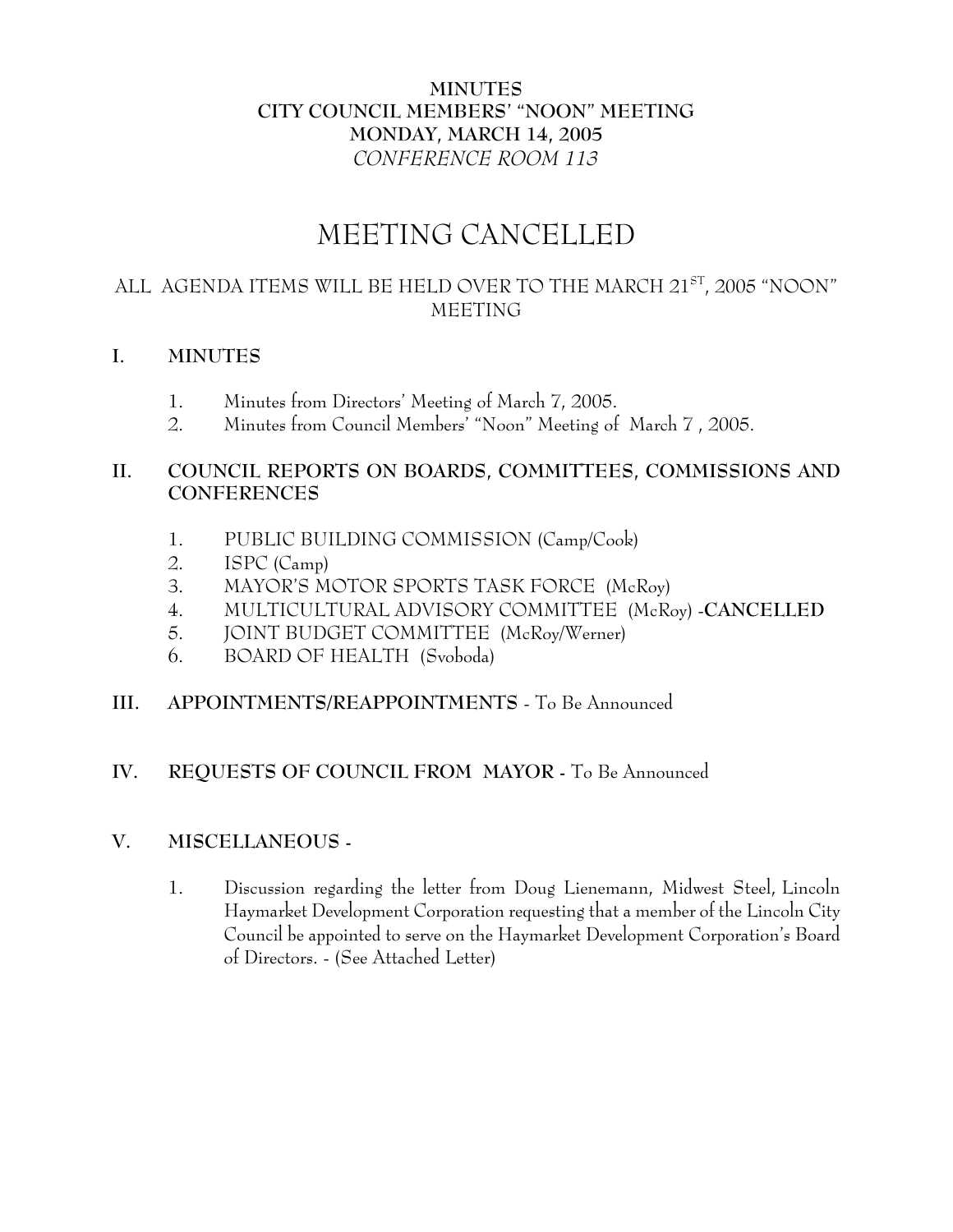**MINUTES**
**CITY COUNCIL MEMBERS' "NOON" MEETING**
**MONDAY, MARCH 14, 2005**
*CONFERENCE ROOM 113*

# MEETING CANCELLED

ALL AGENDA ITEMS WILL BE HELD OVER TO THE MARCH 21ST, 2005 "NOON" MEETING

## I. MINUTES

1. Minutes from Directors' Meeting of March 7, 2005.
2. Minutes from Council Members' "Noon" Meeting of March 7 , 2005.

## II. COUNCIL REPORTS ON BOARDS, COMMITTEES, COMMISSIONS AND CONFERENCES

1. PUBLIC BUILDING COMMISSION (Camp/Cook)
2. ISPC (Camp)
3. MAYOR'S MOTOR SPORTS TASK FORCE (McRoy)
4. MULTICULTURAL ADVISORY COMMITTEE (McRoy) -**CANCELLED**
5. JOINT BUDGET COMMITTEE (McRoy/Werner)
6. BOARD OF HEALTH (Svoboda)

## III. APPOINTMENTS/REAPPOINTMENTS - To Be Announced

## IV. REQUESTS OF COUNCIL FROM MAYOR - To Be Announced

## V. MISCELLANEOUS -

1. Discussion regarding the letter from Doug Lienemann, Midwest Steel, Lincoln Haymarket Development Corporation requesting that a member of the Lincoln City Council be appointed to serve on the Haymarket Development Corporation's Board of Directors. - (See Attached Letter)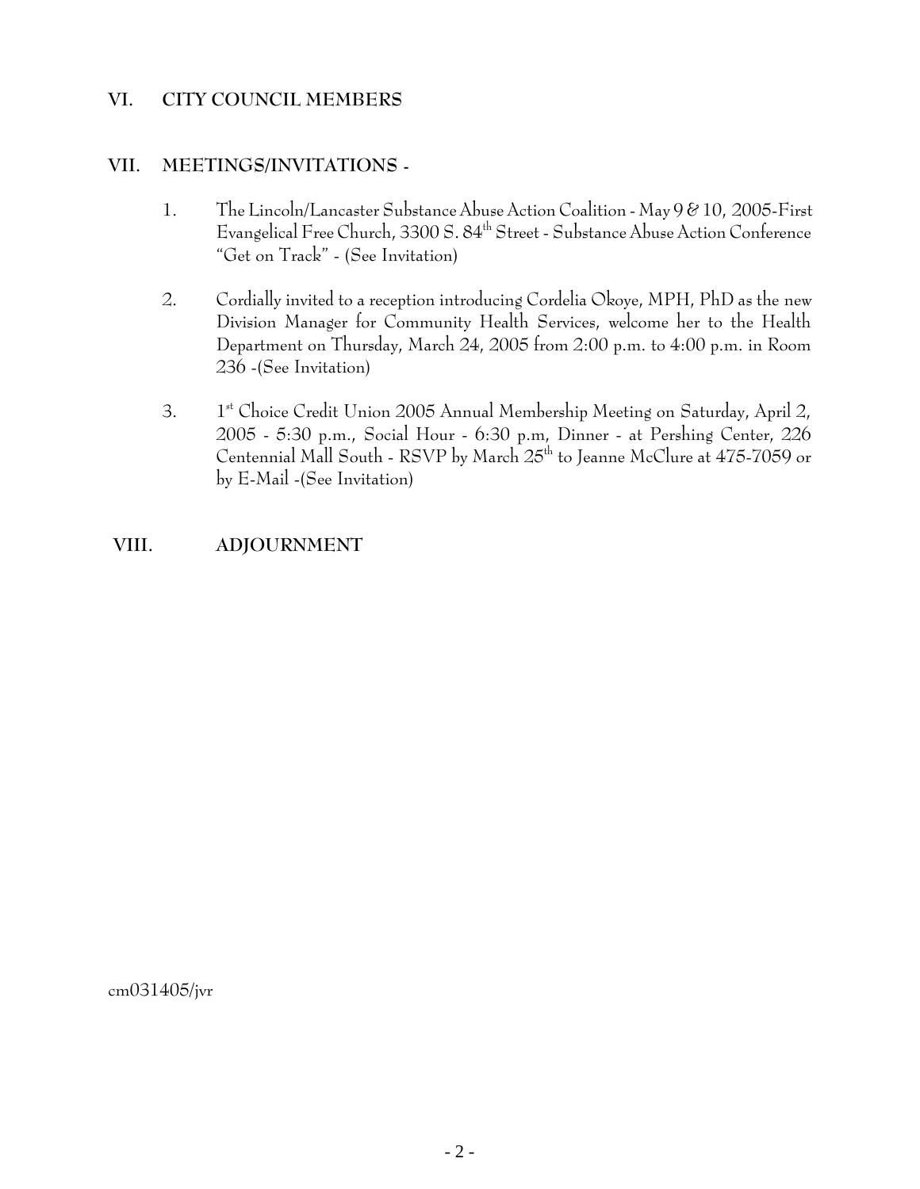## VI. CITY COUNCIL MEMBERS

## VII. MEETINGS/INVITATIONS -

1. The Lincoln/Lancaster Substance Abuse Action Coalition - May 9 & 10, 2005-First Evangelical Free Church, 3300 S. 84th Street - Substance Abuse Action Conference "Get on Track" - (See Invitation)

2. Cordially invited to a reception introducing Cordelia Okoye, MPH, PhD as the new Division Manager for Community Health Services, welcome her to the Health Department on Thursday, March 24, 2005 from 2:00 p.m. to 4:00 p.m. in Room 236 -(See Invitation)

3. 1st Choice Credit Union 2005 Annual Membership Meeting on Saturday, April 2, 2005 - 5:30 p.m., Social Hour - 6:30 p.m, Dinner - at Pershing Center, 226 Centennial Mall South - RSVP by March 25th to Jeanne McClure at 475-7059 or by E-Mail -(See Invitation)

## VIII. ADJOURNMENT

cm031405/jvr